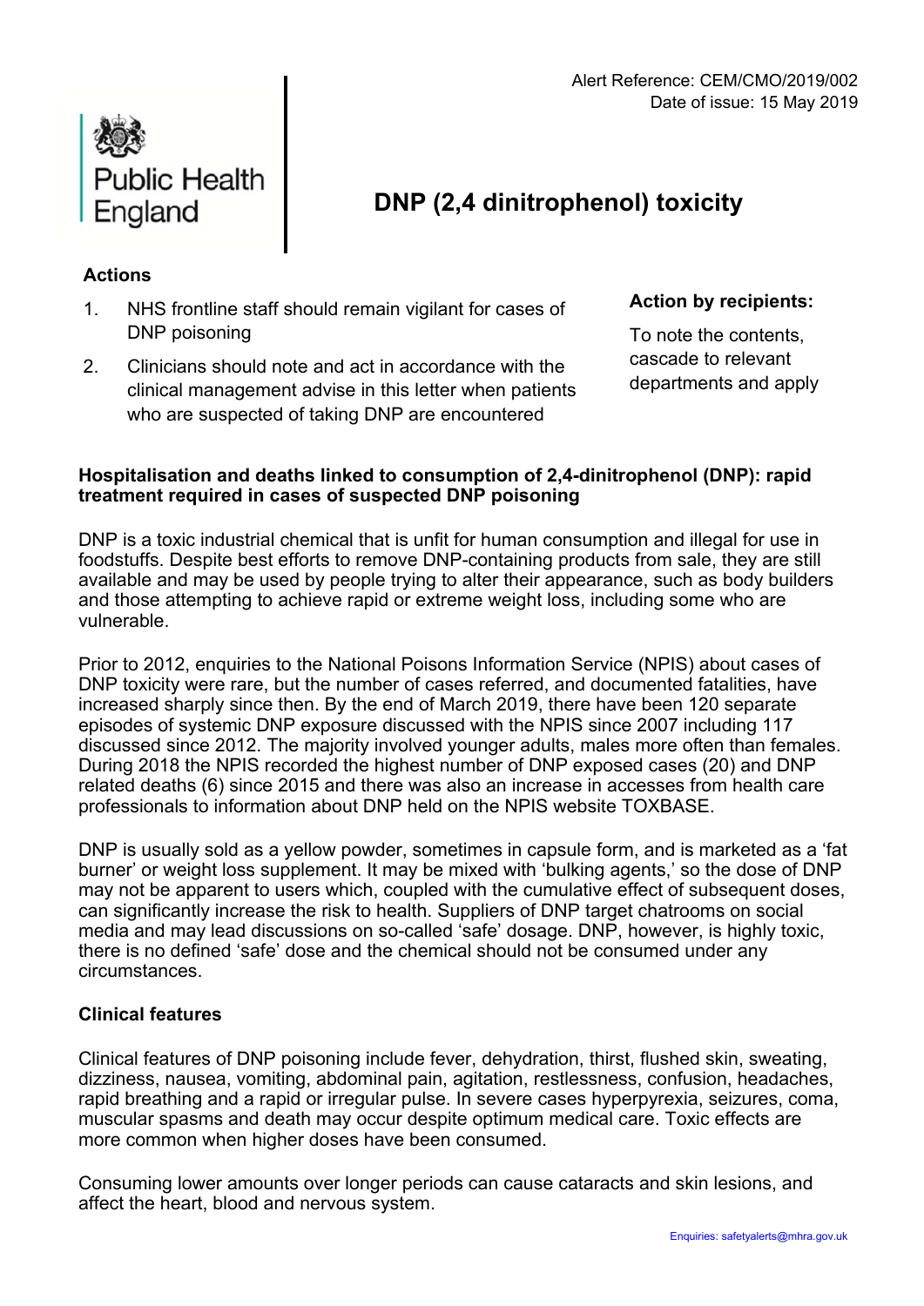Alert Reference: CEM/CMO/2019/002
Date of issue: 15 May 2019

Public Health England

# DNP (2,4 dinitrophenol) toxicity

**Actions**

1. NHS frontline staff should remain vigilant for cases of DNP poisoning
2. Clinicians should note and act in accordance with the clinical management advise in this letter when patients who are suspected of taking DNP are encountered

**Action by recipients:**

To note the contents, cascade to relevant departments and apply

**Hospitalisation and deaths linked to consumption of 2,4-dinitrophenol (DNP): rapid treatment required in cases of suspected DNP poisoning**

DNP is a toxic industrial chemical that is unfit for human consumption and illegal for use in foodstuffs. Despite best efforts to remove DNP-containing products from sale, they are still available and may be used by people trying to alter their appearance, such as body builders and those attempting to achieve rapid or extreme weight loss, including some who are vulnerable.

Prior to 2012, enquiries to the National Poisons Information Service (NPIS) about cases of DNP toxicity were rare, but the number of cases referred, and documented fatalities, have increased sharply since then. By the end of March 2019, there have been 120 separate episodes of systemic DNP exposure discussed with the NPIS since 2007 including 117 discussed since 2012. The majority involved younger adults, males more often than females. During 2018 the NPIS recorded the highest number of DNP exposed cases (20) and DNP related deaths (6) since 2015 and there was also an increase in accesses from health care professionals to information about DNP held on the NPIS website TOXBASE.

DNP is usually sold as a yellow powder, sometimes in capsule form, and is marketed as a 'fat burner' or weight loss supplement. It may be mixed with 'bulking agents,' so the dose of DNP may not be apparent to users which, coupled with the cumulative effect of subsequent doses, can significantly increase the risk to health. Suppliers of DNP target chatrooms on social media and may lead discussions on so-called 'safe' dosage. DNP, however, is highly toxic, there is no defined 'safe' dose and the chemical should not be consumed under any circumstances.

**Clinical features**

Clinical features of DNP poisoning include fever, dehydration, thirst, flushed skin, sweating, dizziness, nausea, vomiting, abdominal pain, agitation, restlessness, confusion, headaches, rapid breathing and a rapid or irregular pulse. In severe cases hyperpyrexia, seizures, coma, muscular spasms and death may occur despite optimum medical care. Toxic effects are more common when higher doses have been consumed.

Consuming lower amounts over longer periods can cause cataracts and skin lesions, and affect the heart, blood and nervous system.

Enquiries: safetyalerts@mhra.gov.uk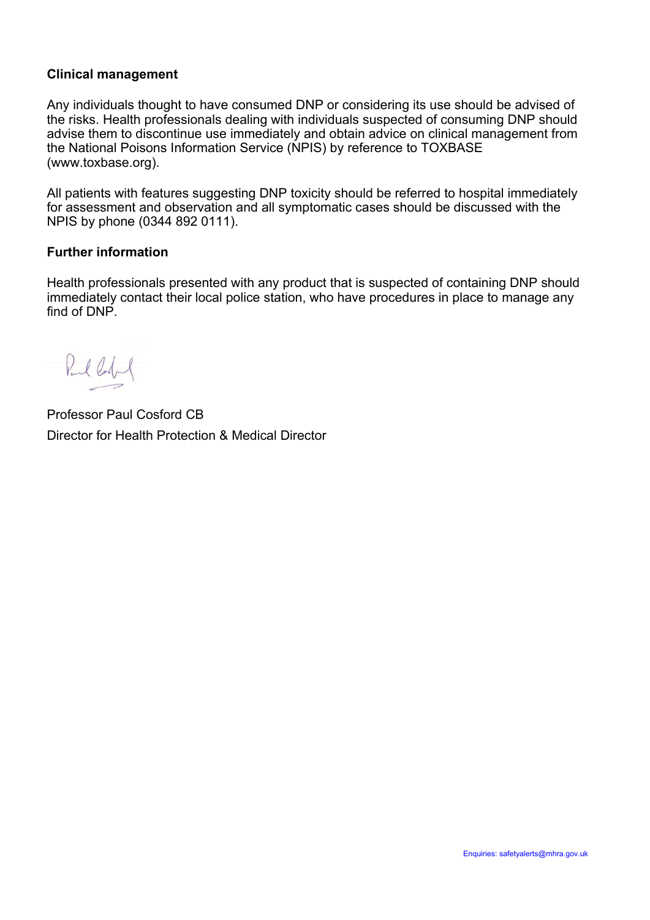**Clinical management**

Any individuals thought to have consumed DNP or considering its use should be advised of the risks. Health professionals dealing with individuals suspected of consuming DNP should advise them to discontinue use immediately and obtain advice on clinical management from the National Poisons Information Service (NPIS) by reference to TOXBASE (www.toxbase.org).

All patients with features suggesting DNP toxicity should be referred to hospital immediately for assessment and observation and all symptomatic cases should be discussed with the NPIS by phone (0344 892 0111).

**Further information**

Health professionals presented with any product that is suspected of containing DNP should immediately contact their local police station, who have procedures in place to manage any find of DNP.

Professor Paul Cosford CB
Director for Health Protection & Medical Director

Enquiries: safetyalerts@mhra.gov.uk